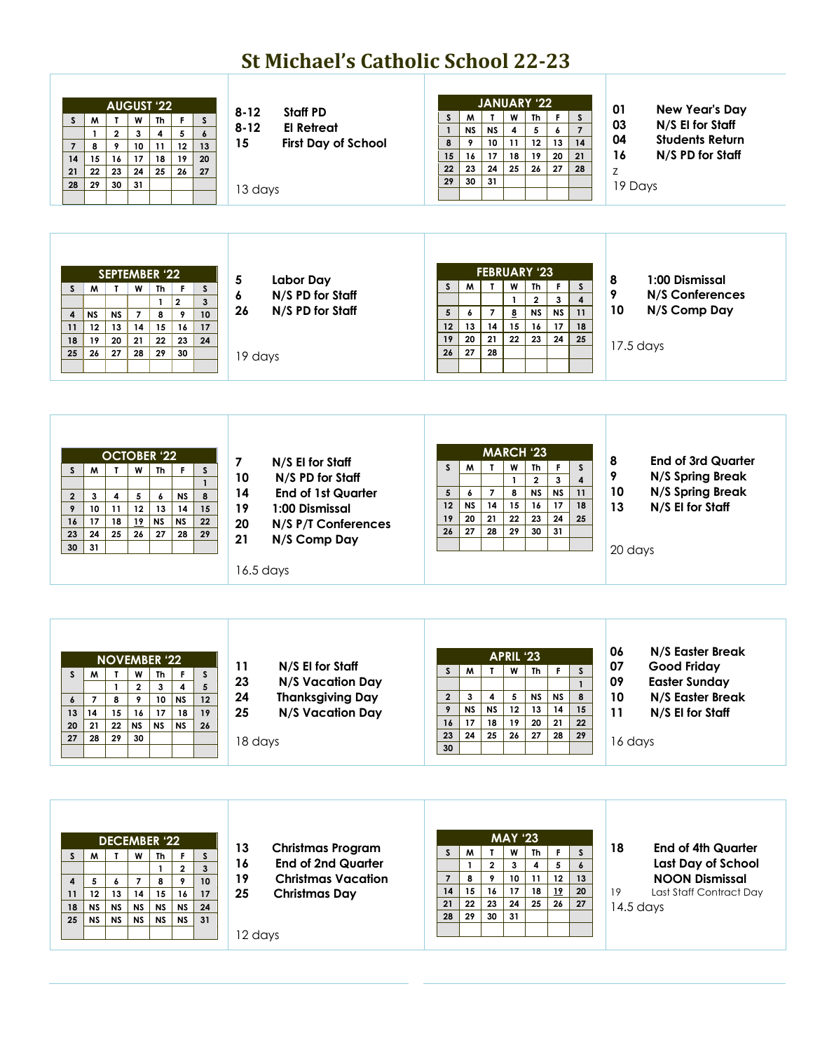# St Michael's Catholic School 22-23

## AUGUST '22

| S | M | T | W | Th | F | S |
|---|---|---|---|---|---|---|
| | 1 | 2 | 3 | 4 | 5 | 6 |
| 7 | 8 | 9 | 10 | 11 | 12 | 13 |
| 14 | 15 | 16 | 17 | 18 | 19 | 20 |
| 21 | 22 | 23 | 24 | 25 | 26 | 27 |
| 28 | 29 | 30 | 31 | | | |

**8-12** Staff PD
**8-12** EI Retreat
**15** First Day of School

13 days

## JANUARY '22

| S | M | T | W | Th | F | S |
|---|---|---|---|---|---|---|
| 1 | NS | NS | 4 | 5 | 6 | 7 |
| 8 | 9 | 10 | 11 | 12 | 13 | 14 |
| 15 | 16 | 17 | 18 | 19 | 20 | 21 |
| 22 | 23 | 24 | 25 | 26 | 27 | 28 |
| 29 | 30 | 31 | | | | |

**01** New Year's Day
**03** N/S EI for Staff
**04** Students Return
**16** N/S PD for Staff

z

19 Days

## SEPTEMBER '22

| S | M | T | W | Th | F | S |
|---|---|---|---|---|---|---|
| | | | | 1 | 2 | 3 |
| 4 | NS | NS | 7 | 8 | 9 | 10 |
| 11 | 12 | 13 | 14 | 15 | 16 | 17 |
| 18 | 19 | 20 | 21 | 22 | 23 | 24 |
| 25 | 26 | 27 | 28 | 29 | 30 | |

**5** Labor Day
**6** N/S PD for Staff
**26** N/S PD for Staff

19 days

## FEBRUARY '23

| S | M | T | W | Th | F | S |
|---|---|---|---|---|---|---|
| | | | 1 | 2 | 3 | 4 |
| 5 | 6 | 7 | 8 | NS | NS | 11 |
| 12 | 13 | 14 | 15 | 16 | 17 | 18 |
| 19 | 20 | 21 | 22 | 23 | 24 | 25 |
| 26 | 27 | 28 | | | | |

**8** 1:00 Dismissal
**9** N/S Conferences
**10** N/S Comp Day

17.5 days

## OCTOBER '22

| S | M | T | W | Th | F | S |
|---|---|---|---|---|---|---|
| | | | | | | 1 |
| 2 | 3 | 4 | 5 | 6 | NS | 8 |
| 9 | 10 | 11 | 12 | 13 | 14 | 15 |
| 16 | 17 | 18 | 19 | NS | NS | 22 |
| 23 | 24 | 25 | 26 | 27 | 28 | 29 |
| 30 | 31 | | | | | |

**7** N/S EI for Staff
**10** N/S PD for Staff
**14** End of 1st Quarter
**19** 1:00 Dismissal
**20** N/S P/T Conferences
**21** N/S Comp Day

16.5 days

## MARCH '23

| S | M | T | W | Th | F | S |
|---|---|---|---|---|---|---|
| | | | 1 | 2 | 3 | 4 |
| 5 | 6 | 7 | 8 | NS | NS | 11 |
| 12 | NS | 14 | 15 | 16 | 17 | 18 |
| 19 | 20 | 21 | 22 | 23 | 24 | 25 |
| 26 | 27 | 28 | 29 | 30 | 31 | |

**8** End of 3rd Quarter
**9** N/S Spring Break
**10** N/S Spring Break
**13** N/S EI for Staff

20 days

## NOVEMBER '22

| S | M | T | W | Th | F | S |
|---|---|---|---|---|---|---|
| | | 1 | 2 | 3 | 4 | 5 |
| 6 | 7 | 8 | 9 | 10 | NS | 12 |
| 13 | 14 | 15 | 16 | 17 | 18 | 19 |
| 20 | 21 | 22 | NS | NS | NS | 26 |
| 27 | 28 | 29 | 30 | | | |

**11** N/S EI for Staff
**23** N/S Vacation Day
**24** Thanksgiving Day
**25** N/S Vacation Day

18 days

## APRIL '23

| S | M | T | W | Th | F | S |
|---|---|---|---|---|---|---|
| | | | | | | 1 |
| 2 | 3 | 4 | 5 | NS | NS | 8 |
| 9 | NS | NS | 12 | 13 | 14 | 15 |
| 16 | 17 | 18 | 19 | 20 | 21 | 22 |
| 23 | 24 | 25 | 26 | 27 | 28 | 29 |
| 30 | | | | | | |

**06** N/S Easter Break
**07** Good Friday
**09** Easter Sunday
**10** N/S Easter Break
**11** N/S EI for Staff

16 days

## DECEMBER '22

| S | M | T | W | Th | F | S |
|---|---|---|---|---|---|---|
| | | | | 1 | 2 | 3 |
| 4 | 5 | 6 | 7 | 8 | 9 | 10 |
| 11 | 12 | 13 | 14 | 15 | 16 | 17 |
| 18 | NS | NS | NS | NS | NS | 24 |
| 25 | NS | NS | NS | NS | NS | 31 |

**13** Christmas Program
**16** End of 2nd Quarter
**19** Christmas Vacation
**25** Christmas Day

12 days

## MAY '23

| S | M | T | W | Th | F | S |
|---|---|---|---|---|---|---|
| | 1 | 2 | 3 | 4 | 5 | 6 |
| 7 | 8 | 9 | 10 | 11 | 12 | 13 |
| 14 | 15 | 16 | 17 | 18 | 19 | 20 |
| 21 | 22 | 23 | 24 | 25 | 26 | 27 |
| 28 | 29 | 30 | 31 | | | |

**18** End of 4th Quarter
Last Day of School
NOON Dismissal

19 Last Staff Contract Day

14.5 days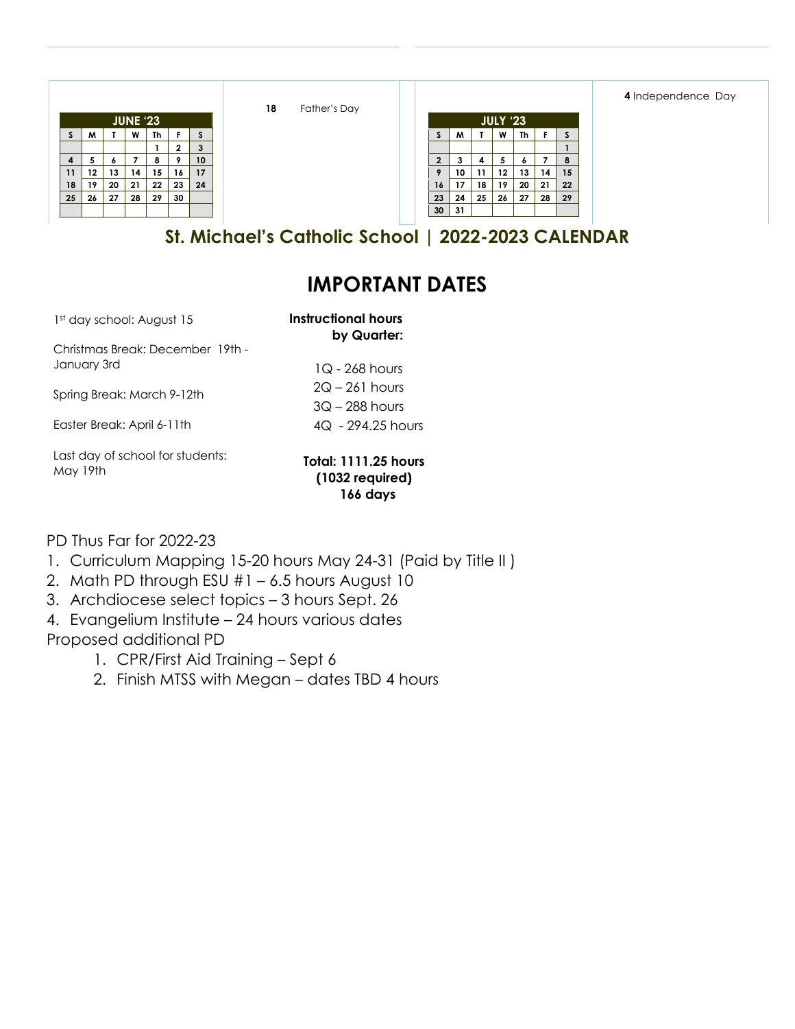| JUNE '23 | | | | | | |
| --- | --- | --- | --- | --- | --- | --- |
| S | M | T | W | Th | F | S |
| | | | | 1 | 2 | 3 |
| 4 | 5 | 6 | 7 | 8 | 9 | 10 |
| 11 | 12 | 13 | 14 | 15 | 16 | 17 |
| 18 | 19 | 20 | 21 | 22 | 23 | 24 |
| 25 | 26 | 27 | 28 | 29 | 30 | |

**18** Father's Day

| JULY '23 | | | | | | |
| --- | --- | --- | --- | --- | --- | --- |
| S | M | T | W | Th | F | S |
| | | | | | | 1 |
| 2 | 3 | 4 | 5 | 6 | 7 | 8 |
| 9 | 10 | 11 | 12 | 13 | 14 | 15 |
| 16 | 17 | 18 | 19 | 20 | 21 | 22 |
| 23 | 24 | 25 | 26 | 27 | 28 | 29 |
| 30 | 31 | | | | | |

**4** Independence Day

## St. Michael's Catholic School | 2022-2023 CALENDAR

# IMPORTANT DATES

1st day school: August 15

Christmas Break: December 19th - January 3rd

Spring Break: March 9-12th

Easter Break: April 6-11th

Last day of school for students: May 19th

**Instructional hours by Quarter:**

1Q - 268 hours
2Q – 261 hours
3Q – 288 hours
4Q - 294.25 hours

**Total: 1111.25 hours (1032 required) 166 days**

PD Thus Far for 2022-23

1. Curriculum Mapping 15-20 hours May 24-31 (Paid by Title II )
2. Math PD through ESU #1 – 6.5 hours August 10
3. Archdiocese select topics – 3 hours Sept. 26
4. Evangelium Institute – 24 hours various dates

Proposed additional PD

1. CPR/First Aid Training – Sept 6
2. Finish MTSS with Megan – dates TBD 4 hours